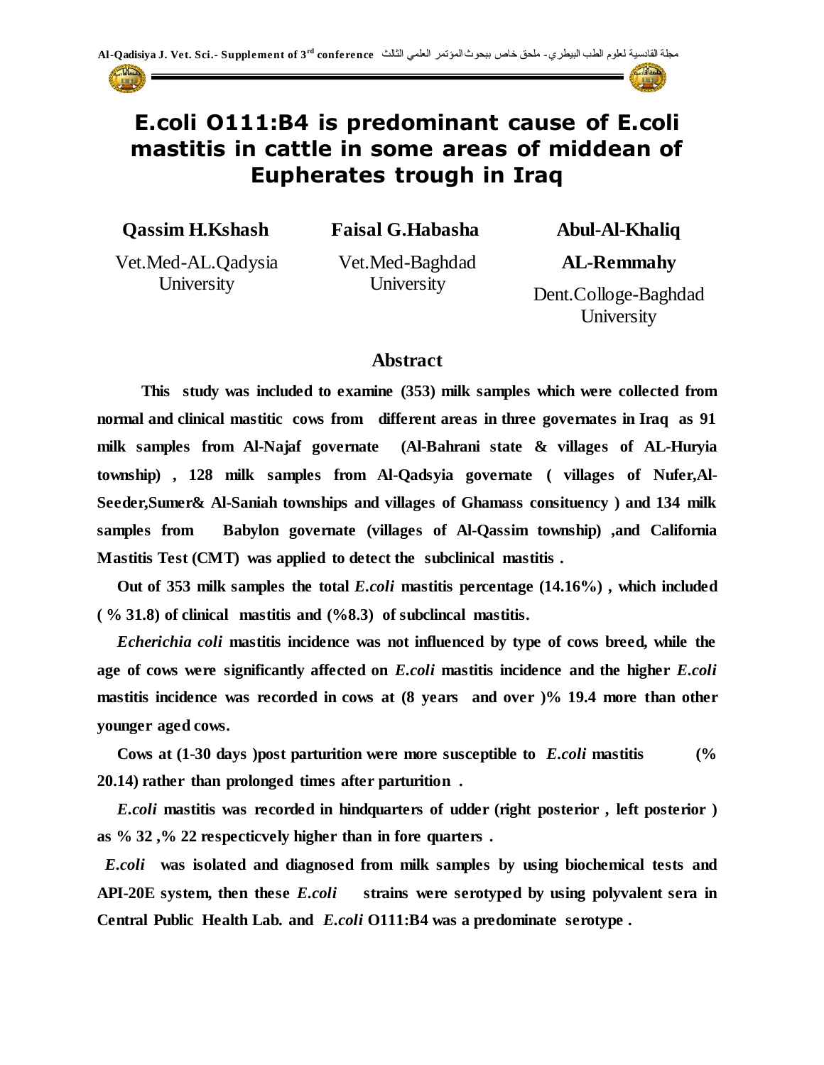# E.coli O111:B4 is predominant cause of E.coli mastitis in cattle in some areas of middean of Eupherates trough in Iraq

**Qassim H.Kshash**
Vet.Med-AL.Qadysia University

**Faisal G.Habasha**
Vet.Med-Baghdad University

**Abul-Al-Khaliq AL-Remmahy**
Dent.Colloge-Baghdad University

## Abstract

**This study was included to examine (353) milk samples which were collected from normal and clinical mastitic cows from different areas in three governates in Iraq as 91 milk samples from Al-Najaf governate (Al-Bahrani state & villages of AL-Huryia township) , 128 milk samples from Al-Qadsyia governate ( villages of Nufer,Al-Seeder,Sumer& Al-Saniah townships and villages of Ghamass consituency ) and 134 milk samples from Babylon governate (villages of Al-Qassim township) ,and California Mastitis Test (CMT) was applied to detect the subclinical mastitis .**

**Out of 353 milk samples the total *E.coli* mastitis percentage (14.16%) , which included ( % 31.8) of clinical mastitis and (%8.3) of subclincal mastitis.**

***Echerichia coli* mastitis incidence was not influenced by type of cows breed, while the age of cows were significantly affected on *E.coli* mastitis incidence and the higher *E.coli* mastitis incidence was recorded in cows at (8 years and over )% 19.4 more than other younger aged cows.**

**Cows at (1-30 days )post parturition were more susceptible to *E.coli* mastitis (% 20.14) rather than prolonged times after parturition .**

***E.coli* mastitis was recorded in hindquarters of udder (right posterior , left posterior ) as % 32 ,% 22 respecticvely higher than in fore quarters .**

***E.coli* was isolated and diagnosed from milk samples by using biochemical tests and API-20E system, then these *E.coli* strains were serotyped by using polyvalent sera in Central Public Health Lab. and *E.coli* O111:B4 was a predominate serotype .**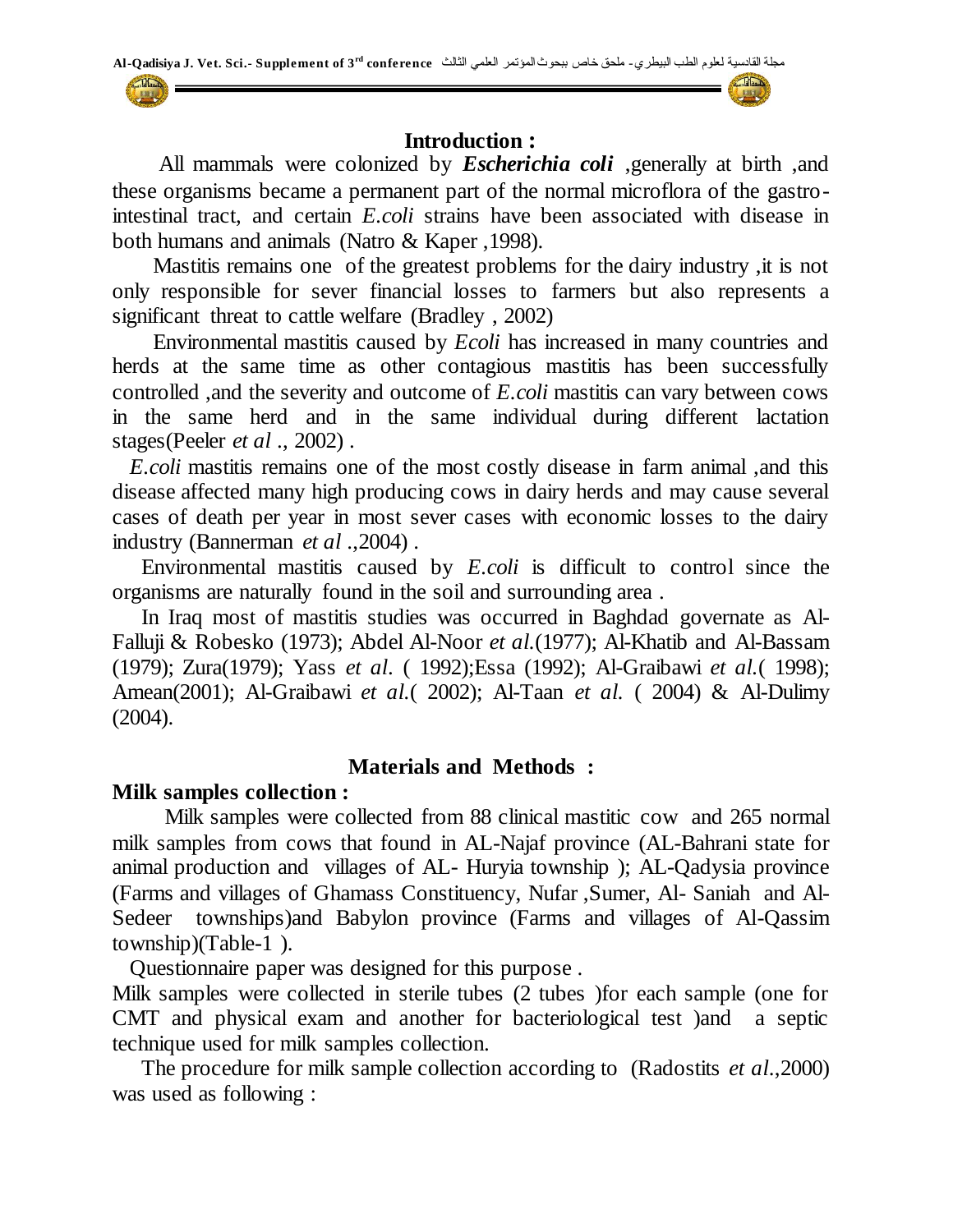## Introduction :

All mammals were colonized by ***Escherichia coli*** ,generally at birth ,and these organisms became a permanent part of the normal microflora of the gastro-intestinal tract, and certain *E.coli* strains have been associated with disease in both humans and animals (Natro & Kaper ,1998).

Mastitis remains one of the greatest problems for the dairy industry ,it is not only responsible for sever financial losses to farmers but also represents a significant threat to cattle welfare (Bradley , 2002)

Environmental mastitis caused by *Ecoli* has increased in many countries and herds at the same time as other contagious mastitis has been successfully controlled ,and the severity and outcome of *E.coli* mastitis can vary between cows in the same herd and in the same individual during different lactation stages(Peeler *et al* ., 2002) .

*E.coli* mastitis remains one of the most costly disease in farm animal ,and this disease affected many high producing cows in dairy herds and may cause several cases of death per year in most sever cases with economic losses to the dairy industry (Bannerman *et al* .,2004) .

Environmental mastitis caused by *E.coli* is difficult to control since the organisms are naturally found in the soil and surrounding area .

In Iraq most of mastitis studies was occurred in Baghdad governate as Al-Falluji & Robesko (1973); Abdel Al-Noor *et al.*(1977); Al-Khatib and Al-Bassam (1979); Zura(1979); Yass *et al.* ( 1992);Essa (1992); Al-Graibawi *et al.*( 1998); Amean(2001); Al-Graibawi *et al.*( 2002); Al-Taan *et al.* ( 2004) & Al-Dulimy (2004).

## Materials and Methods :

### Milk samples collection :

Milk samples were collected from 88 clinical mastitic cow and 265 normal milk samples from cows that found in AL-Najaf province (AL-Bahrani state for animal production and villages of AL- Huryia township ); AL-Qadysia province (Farms and villages of Ghamass Constituency, Nufar ,Sumer, Al- Saniah and Al-Sedeer townships)and Babylon province (Farms and villages of Al-Qassim township)(Table-1 ).

Questionnaire paper was designed for this purpose .

Milk samples were collected in sterile tubes (2 tubes )for each sample (one for CMT and physical exam and another for bacteriological test )and a septic technique used for milk samples collection.

The procedure for milk sample collection according to (Radostits *et al.*,2000) was used as following :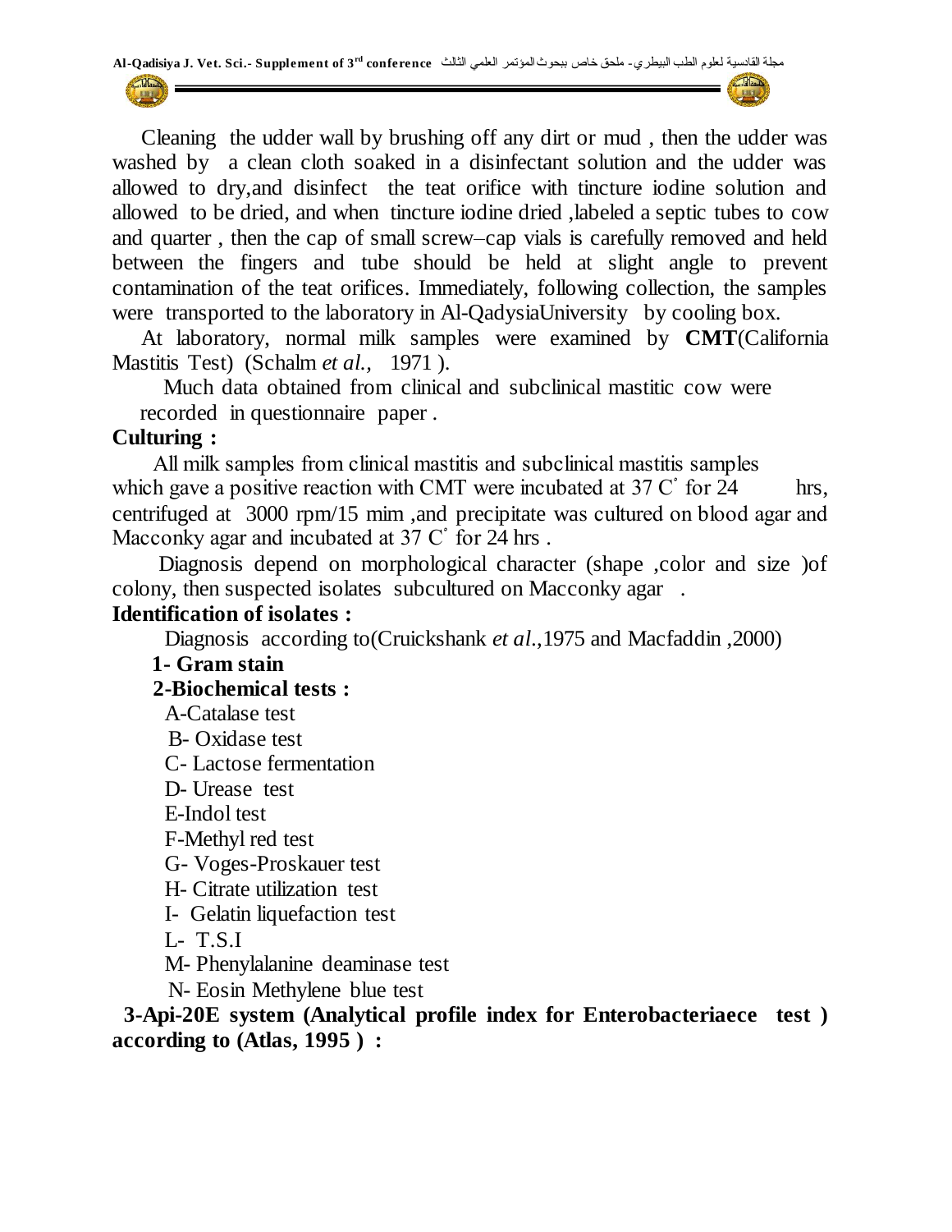Cleaning the udder wall by brushing off any dirt or mud , then the udder was washed by a clean cloth soaked in a disinfectant solution and the udder was allowed to dry,and disinfect the teat orifice with tincture iodine solution and allowed to be dried, and when tincture iodine dried ,labeled a septic tubes to cow and quarter , then the cap of small screw–cap vials is carefully removed and held between the fingers and tube should be held at slight angle to prevent contamination of the teat orifices. Immediately, following collection, the samples were transported to the laboratory in Al-QadysiaUniversity by cooling box.

At laboratory, normal milk samples were examined by **CMT**(California Mastitis Test) (Schalm *et al.,* 1971 ).

Much data obtained from clinical and subclinical mastitic cow were recorded in questionnaire paper .

**Culturing :**

All milk samples from clinical mastitis and subclinical mastitis samples which gave a positive reaction with CMT were incubated at 37 C˚ for 24 hrs, centrifuged at 3000 rpm/15 mim ,and precipitate was cultured on blood agar and Macconky agar and incubated at 37 C˚ for 24 hrs .

Diagnosis depend on morphological character (shape ,color and size )of colony, then suspected isolates subcultured on Macconky agar .

**Identification of isolates :**

Diagnosis according to(Cruickshank *et al*.,1975 and Macfaddin ,2000)

**1- Gram stain**

**2-Biochemical tests :**

A-Catalase test

B- Oxidase test

C- Lactose fermentation

D- Urease test

E-Indol test

F-Methyl red test

G- Voges-Proskauer test

H- Citrate utilization test

I- Gelatin liquefaction test

L- T.S.I

M- Phenylalanine deaminase test

N- Eosin Methylene blue test

**3-Api-20E system (Analytical profile index for Enterobacteriaece test ) according to (Atlas, 1995 ) :**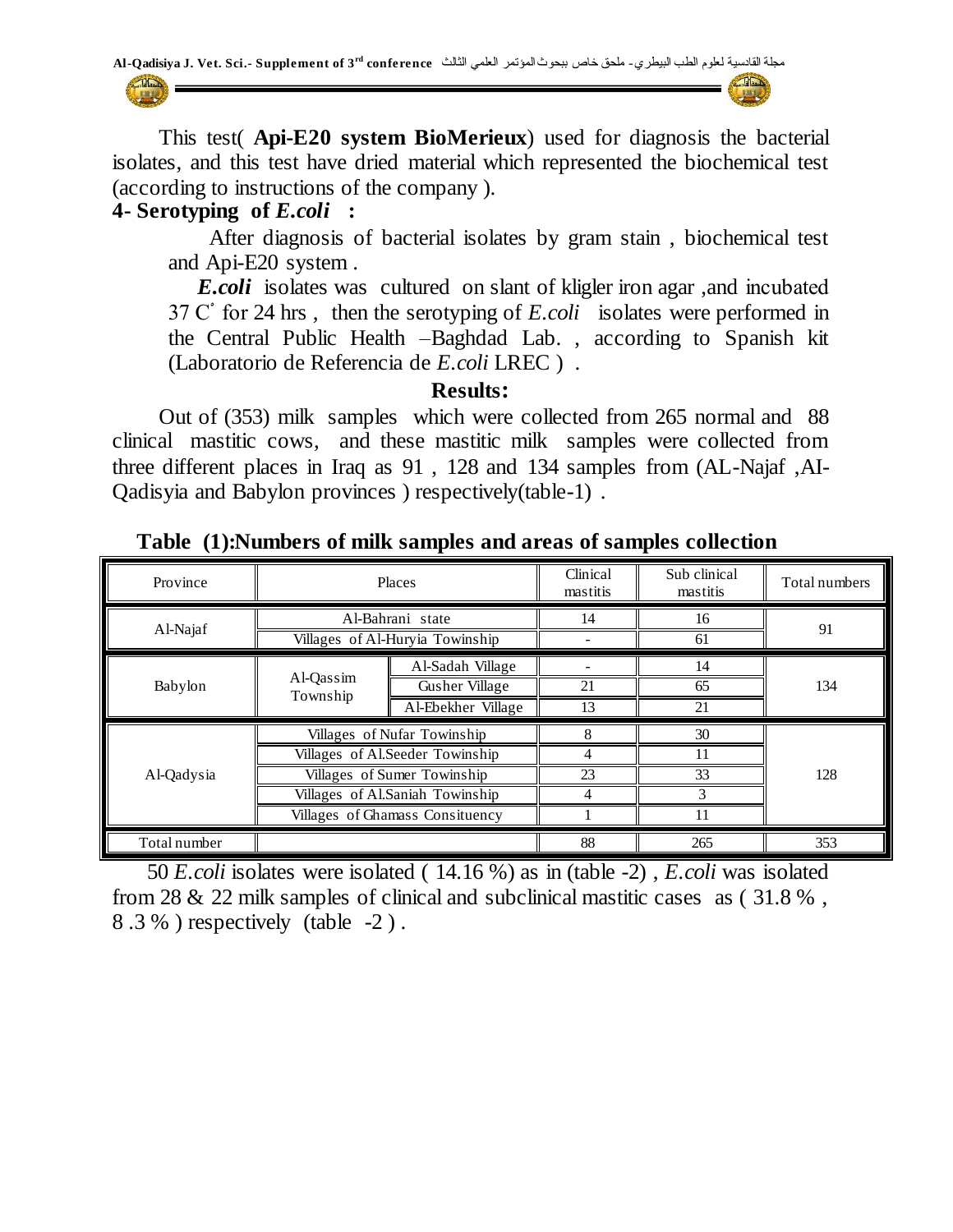This test( **Api-E20 system BioMerieux**) used for diagnosis the bacterial isolates, and this test have dried material which represented the biochemical test (according to instructions of the company ).

**4- Serotyping of *E.coli* :**

After diagnosis of bacterial isolates by gram stain , biochemical test and Api-E20 system .

***E.coli*** isolates was cultured on slant of kligler iron agar ,and incubated 37 C° for 24 hrs , then the serotyping of *E.coli* isolates were performed in the Central Public Health –Baghdad Lab. , according to Spanish kit (Laboratorio de Referencia de *E.coli* LREC ) .

## Results:

Out of (353) milk samples which were collected from 265 normal and 88 clinical mastitic cows, and these mastitic milk samples were collected from three different places in Iraq as 91 , 128 and 134 samples from (AL-Najaf ,AI-Qadisyia and Babylon provinces ) respectively(table-1) .

**Table (1):Numbers of milk samples and areas of samples collection**

| Province | Places | | Clinical mastitis | Sub clinical mastitis | Total numbers |
|---|---|---|---|---|---|
| Al-Najaf | Al-Bahrani state | | 14 | 16 | 91 |
| | Villages of Al-Huryia Towinship | | - | 61 | |
| Babylon | Al-Qassim Township | Al-Sadah Village | - | 14 | 134 |
| | | Gusher Village | 21 | 65 | |
| | | Al-Ebekher Village | 13 | 21 | |
| Al-Qadysia | Villages of Nufar Towinship | | 8 | 30 | 128 |
| | Villages of Al.Seeder Towinship | | 4 | 11 | |
| | Villages of Sumer Towinship | | 23 | 33 | |
| | Villages of Al.Saniah Towinship | | 4 | 3 | |
| | Villages of Ghamass Consituency | | 1 | 11 | |
| Total number | | | 88 | 265 | 353 |

50 *E.coli* isolates were isolated ( 14.16 %) as in (table -2) , *E.coli* was isolated from 28 & 22 milk samples of clinical and subclinical mastitic cases as ( 31.8 % , 8 .3 % ) respectively (table -2 ) .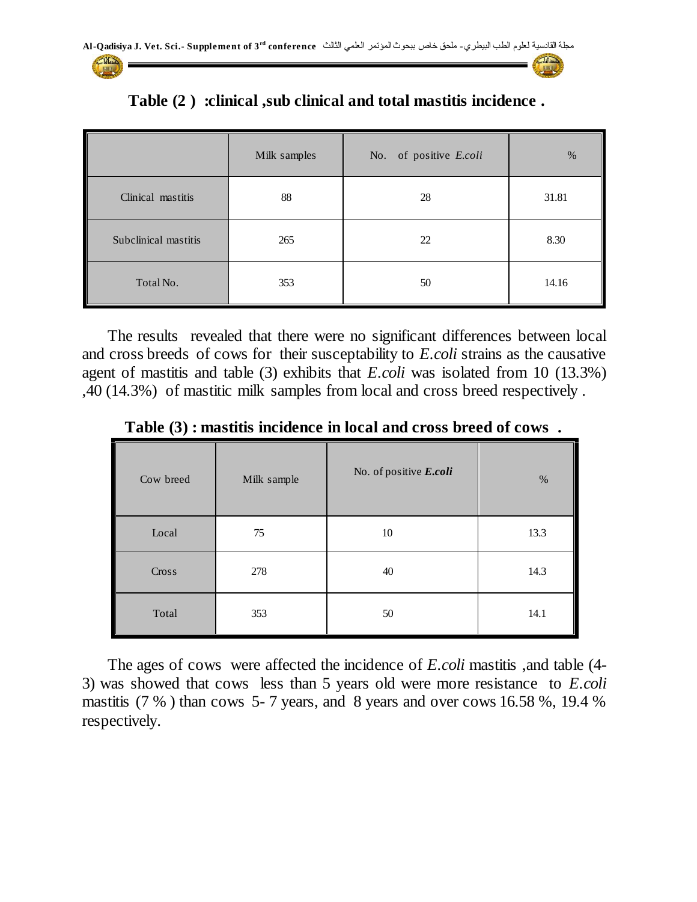**Table (2 ) :clinical ,sub clinical and total mastitis incidence .**

| | Milk samples | No. of positive *E.coli* | % |
|---|---|---|---|
| Clinical mastitis | 88 | 28 | 31.81 |
| Subclinical mastitis | 265 | 22 | 8.30 |
| Total No. | 353 | 50 | 14.16 |

The results revealed that there were no significant differences between local and cross breeds of cows for their susceptability to *E.coli* strains as the causative agent of mastitis and table (3) exhibits that *E.coli* was isolated from 10 (13.3%) ,40 (14.3%) of mastitic milk samples from local and cross breed respectively .

**Table (3) : mastitis incidence in local and cross breed of cows .**

| Cow breed | Milk sample | No. of positive ***E.coli*** | % |
|---|---|---|---|
| Local | 75 | 10 | 13.3 |
| Cross | 278 | 40 | 14.3 |
| Total | 353 | 50 | 14.1 |

The ages of cows were affected the incidence of *E.coli* mastitis ,and table (4-3) was showed that cows less than 5 years old were more resistance to *E.coli* mastitis (7 % ) than cows 5- 7 years, and 8 years and over cows 16.58 %, 19.4 % respectively.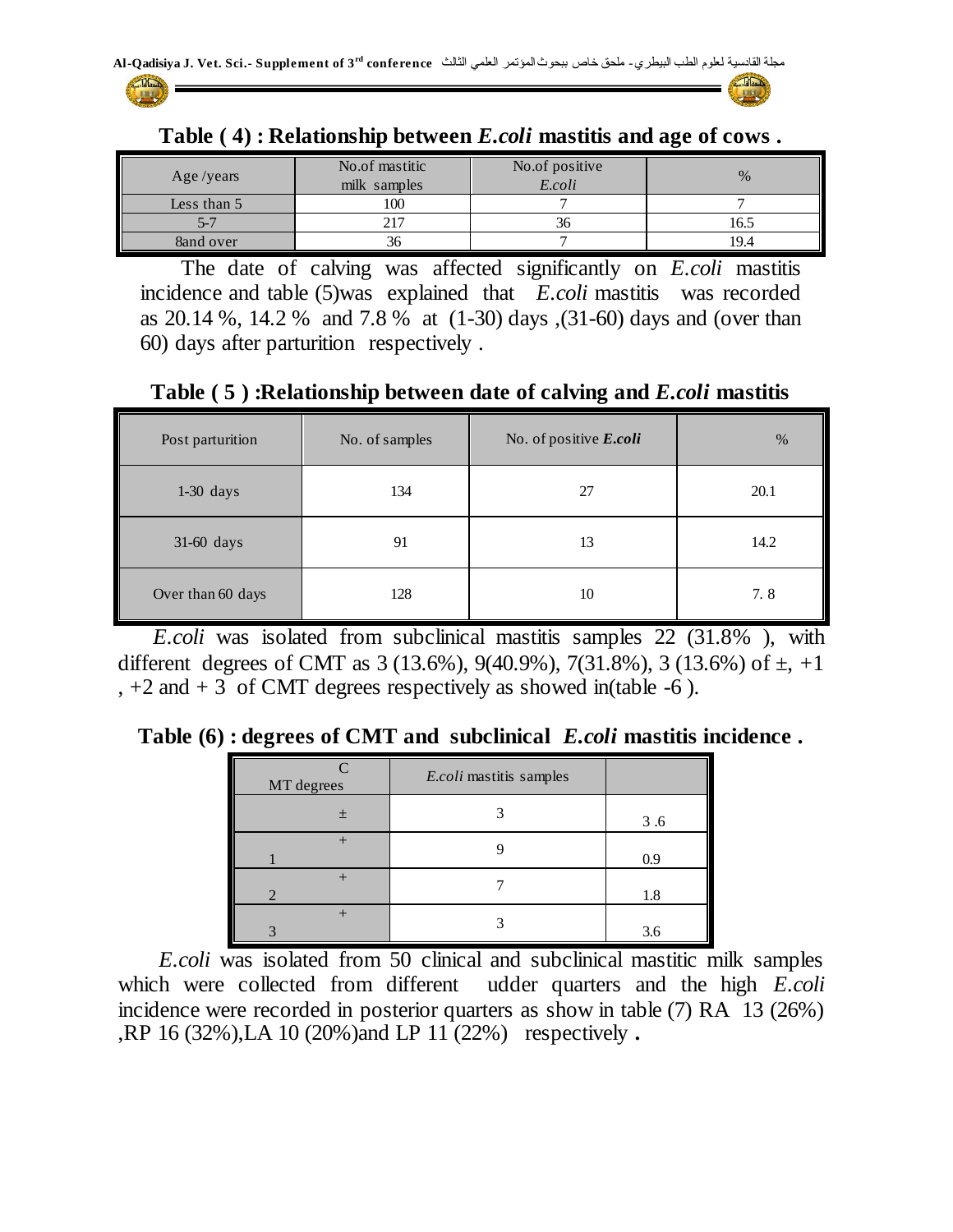**Table ( 4) : Relationship between *E.coli* mastitis and age of cows .**

| Age /years | No.of mastitic milk samples | No.of positive *E.coli* | % |
|---|---|---|---|
| Less than 5 | 100 | 7 | 7 |
| 5-7 | 217 | 36 | 16.5 |
| 8and over | 36 | 7 | 19.4 |

The date of calving was affected significantly on *E.coli* mastitis incidence and table (5)was explained that *E.coli* mastitis was recorded as 20.14 %, 14.2 % and 7.8 % at (1-30) days ,(31-60) days and (over than 60) days after parturition respectively .

**Table ( 5 ) :Relationship between date of calving and *E.coli* mastitis**

| Post parturition | No. of samples | No. of positive ***E.coli*** | % |
|---|---|---|---|
| 1-30 days | 134 | 27 | 20.1 |
| 31-60 days | 91 | 13 | 14.2 |
| Over than 60 days | 128 | 10 | 7. 8 |

*E.coli* was isolated from subclinical mastitis samples 22 (31.8% ), with different degrees of CMT as 3 (13.6%), 9(40.9%), 7(31.8%), 3 (13.6%) of ±, +1 , +2 and + 3 of CMT degrees respectively as showed in(table -6 ).

**Table (6) : degrees of CMT and subclinical *E.coli* mastitis incidence .**

| CMT degrees | *E.coli* mastitis samples | |
|---|---|---|
| ± | 3 | 3 .6 |
| +1 | 9 | 0.9 |
| +2 | 7 | 1.8 |
| +3 | 3 | 3.6 |

*E.coli* was isolated from 50 clinical and subclinical mastitic milk samples which were collected from different udder quarters and the high *E.coli* incidence were recorded in posterior quarters as show in table (7) RA 13 (26%) ,RP 16 (32%),LA 10 (20%)and LP 11 (22%) respectively **.**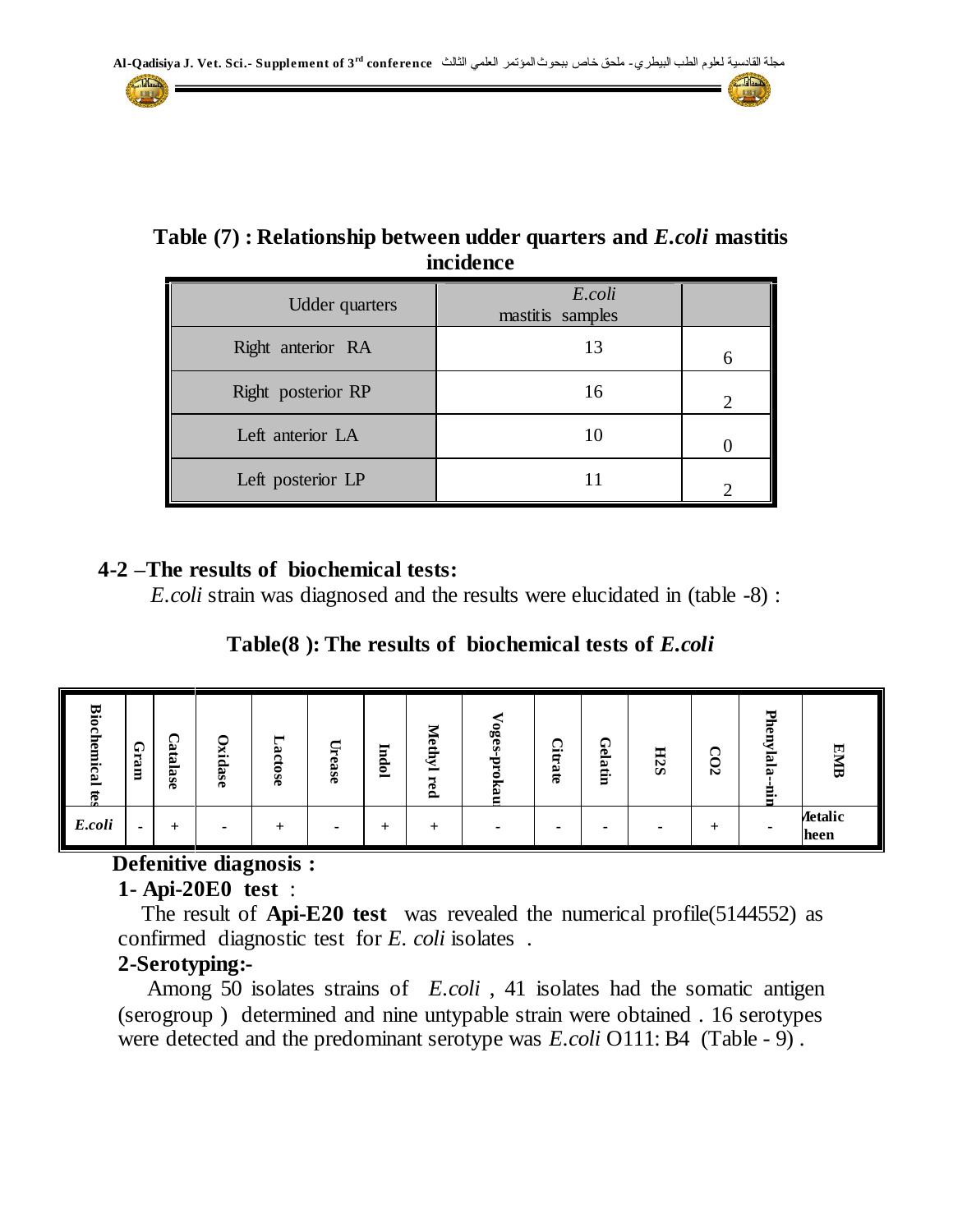**Table (7) : Relationship between udder quarters and *E.coli* mastitis incidence**

| Udder quarters | *E.coli* mastitis samples | |
|---|---|---|
| Right anterior RA | 13 | 6 |
| Right posterior RP | 16 | 2 |
| Left anterior LA | 10 | 0 |
| Left posterior LP | 11 | 2 |

**4-2 –The results of biochemical tests:**

*E.coli* strain was diagnosed and the results were elucidated in (table -8) :

**Table(8 ): The results of biochemical tests of *E.coli***

| Biochemical tes | Gram | Catalase | Oxidase | Lactose | Urease | Indol | Methyl red | Voges-prokau | Citrate | Gelatin | H2S | CO2 | Phenylala--nin | EMB |
|---|---|---|---|---|---|---|---|---|---|---|---|---|---|---|
| *E.coli* | - | + | - | + | - | + | + | - | - | - | - | + | - | Metalic sheen |

**Defenitive diagnosis :**

**1- Api-20E0 test** :

The result of **Api-E20 test** was revealed the numerical profile(5144552) as confirmed diagnostic test for *E. coli* isolates .

**2-Serotyping:-**

Among 50 isolates strains of *E.coli* , 41 isolates had the somatic antigen (serogroup ) determined and nine untypable strain were obtained . 16 serotypes were detected and the predominant serotype was *E.coli* O111: B4 (Table - 9) .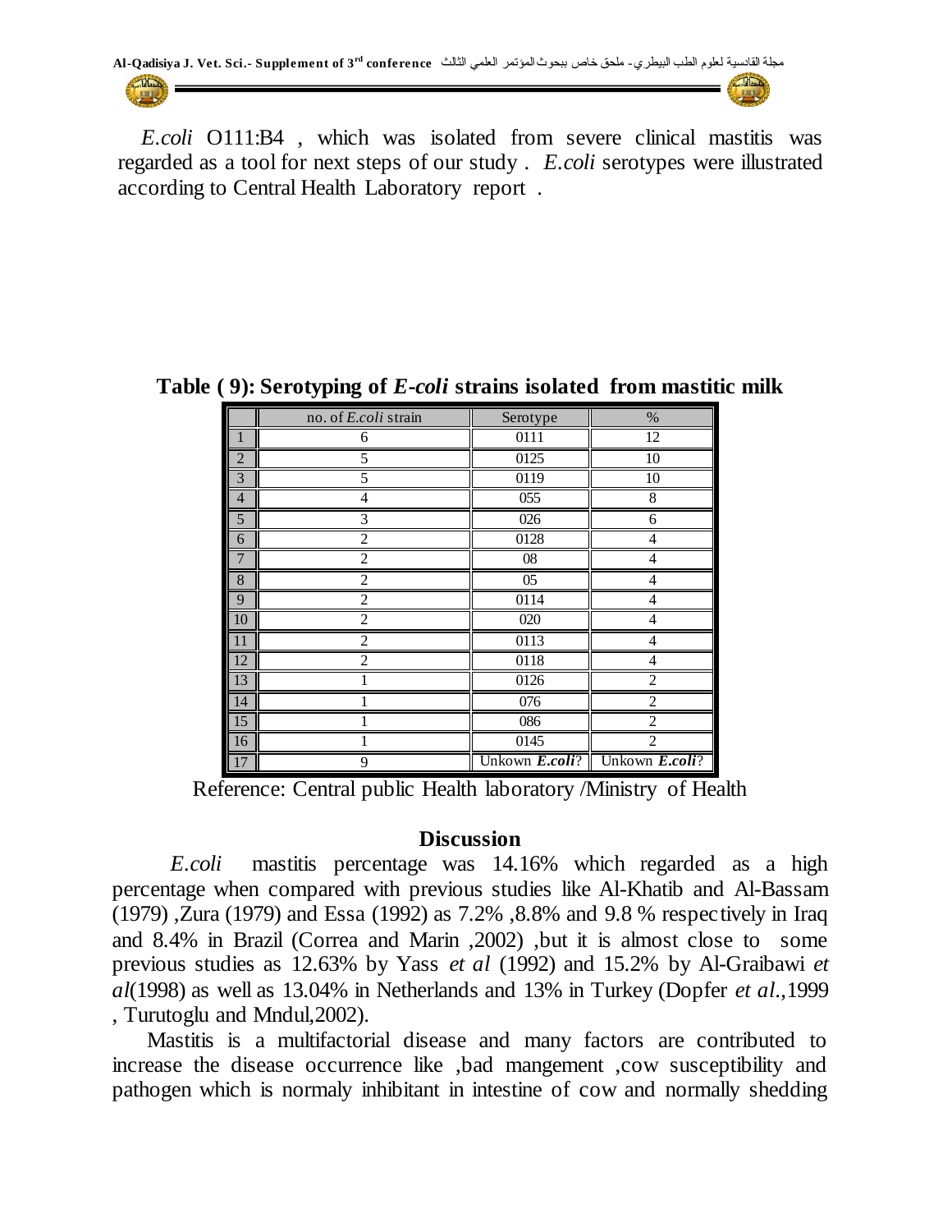*E.coli* O111:B4 , which was isolated from severe clinical mastitis was regarded as a tool for next steps of our study . *E.coli* serotypes were illustrated according to Central Health Laboratory report .

**Table ( 9): Serotyping of *E-coli* strains isolated from mastitic milk**

| | no. of *E.coli* strain | Serotype | % |
|---|---|---|---|
| 1 | 6 | 0111 | 12 |
| 2 | 5 | 0125 | 10 |
| 3 | 5 | 0119 | 10 |
| 4 | 4 | 055 | 8 |
| 5 | 3 | 026 | 6 |
| 6 | 2 | 0128 | 4 |
| 7 | 2 | 08 | 4 |
| 8 | 2 | 05 | 4 |
| 9 | 2 | 0114 | 4 |
| 10 | 2 | 020 | 4 |
| 11 | 2 | 0113 | 4 |
| 12 | 2 | 0118 | 4 |
| 13 | 1 | 0126 | 2 |
| 14 | 1 | 076 | 2 |
| 15 | 1 | 086 | 2 |
| 16 | 1 | 0145 | 2 |
| 17 | 9 | Unkown ***E.coli***? | Unkown ***E.coli***? |

Reference: Central public Health laboratory /Ministry of Health

## Discussion

*E.coli* mastitis percentage was 14.16% which regarded as a high percentage when compared with previous studies like Al-Khatib and Al-Bassam (1979) ,Zura (1979) and Essa (1992) as 7.2% ,8.8% and 9.8 % respectively in Iraq and 8.4% in Brazil (Correa and Marin ,2002) ,but it is almost close to some previous studies as 12.63% by Yass *et al* (1992) and 15.2% by Al-Graibawi *et al*(1998) as well as 13.04% in Netherlands and 13% in Turkey (Dopfer *et al*.,1999 , Turutoglu and Mndul,2002).

Mastitis is a multifactorial disease and many factors are contributed to increase the disease occurrence like ,bad mangement ,cow susceptibility and pathogen which is normaly inhibitant in intestine of cow and normally shedding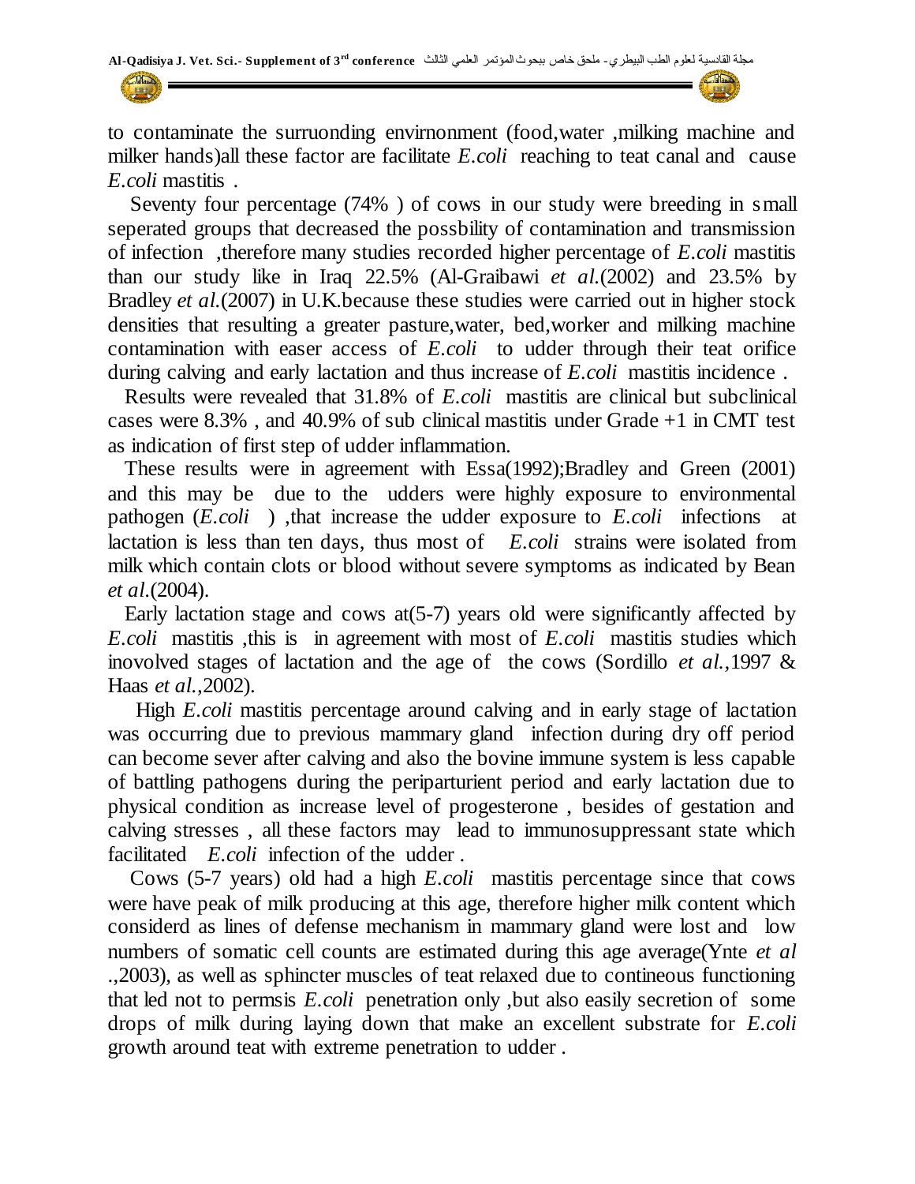to contaminate the surruonding envirnonment (food,water ,milking machine and milker hands)all these factor are facilitate *E.coli* reaching to teat canal and cause *E.coli* mastitis .

Seventy four percentage (74% ) of cows in our study were breeding in small seperated groups that decreased the possbility of contamination and transmission of infection ,therefore many studies recorded higher percentage of *E.coli* mastitis than our study like in Iraq 22.5% (Al-Graibawi *et al.*(2002) and 23.5% by Bradley *et al.*(2007) in U.K.because these studies were carried out in higher stock densities that resulting a greater pasture,water, bed,worker and milking machine contamination with easer access of *E.coli* to udder through their teat orifice during calving and early lactation and thus increase of *E.coli* mastitis incidence .

Results were revealed that 31.8% of *E.coli* mastitis are clinical but subclinical cases were 8.3% , and 40.9% of sub clinical mastitis under Grade +1 in CMT test as indication of first step of udder inflammation.

These results were in agreement with Essa(1992);Bradley and Green (2001) and this may be due to the udders were highly exposure to environmental pathogen (*E.coli* ) ,that increase the udder exposure to *E.coli* infections at lactation is less than ten days, thus most of *E.coli* strains were isolated from milk which contain clots or blood without severe symptoms as indicated by Bean *et al*.(2004).

Early lactation stage and cows at(5-7) years old were significantly affected by *E.coli* mastitis ,this is in agreement with most of *E.coli* mastitis studies which inovolved stages of lactation and the age of the cows (Sordillo *et al.*,1997 & Haas *et al.*,2002).

High *E.coli* mastitis percentage around calving and in early stage of lactation was occurring due to previous mammary gland infection during dry off period can become sever after calving and also the bovine immune system is less capable of battling pathogens during the periparturient period and early lactation due to physical condition as increase level of progesterone , besides of gestation and calving stresses , all these factors may lead to immunosuppressant state which facilitated *E.coli* infection of the udder .

Cows (5-7 years) old had a high *E.coli* mastitis percentage since that cows were have peak of milk producing at this age, therefore higher milk content which considerd as lines of defense mechanism in mammary gland were lost and low numbers of somatic cell counts are estimated during this age average(Ynte *et al* .,2003), as well as sphincter muscles of teat relaxed due to contineous functioning that led not to permsis *E.coli* penetration only ,but also easily secretion of some drops of milk during laying down that make an excellent substrate for *E.coli* growth around teat with extreme penetration to udder .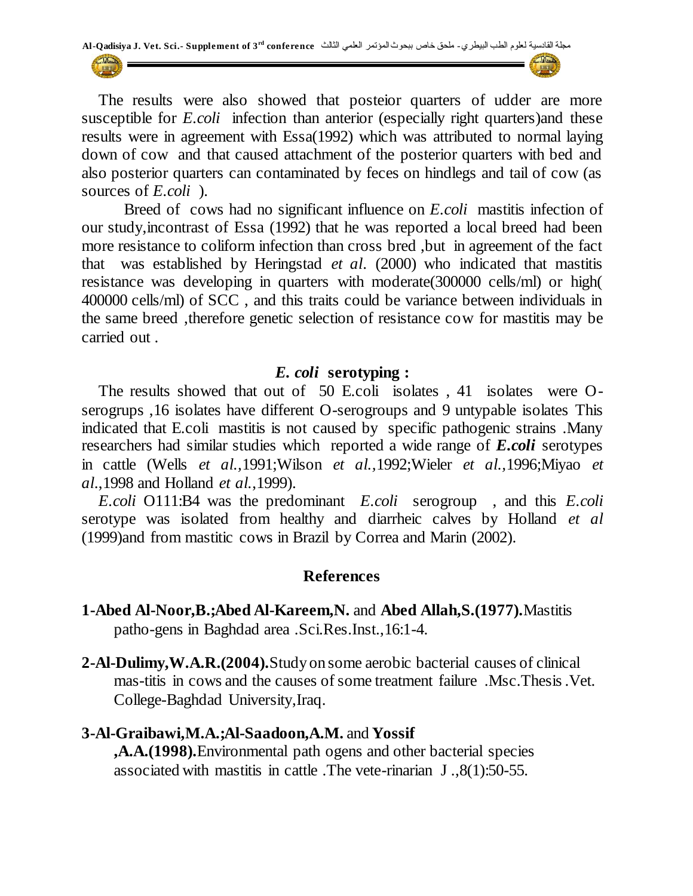The results were also showed that posteior quarters of udder are more susceptible for *E.coli* infection than anterior (especially right quarters)and these results were in agreement with Essa(1992) which was attributed to normal laying down of cow and that caused attachment of the posterior quarters with bed and also posterior quarters can contaminated by feces on hindlegs and tail of cow (as sources of *E.coli* ).

Breed of cows had no significant influence on *E.coli* mastitis infection of our study,incontrast of Essa (1992) that he was reported a local breed had been more resistance to coliform infection than cross bred ,but in agreement of the fact that was established by Heringstad *et al*. (2000) who indicated that mastitis resistance was developing in quarters with moderate(300000 cells/ml) or high( 400000 cells/ml) of SCC , and this traits could be variance between individuals in the same breed ,therefore genetic selection of resistance cow for mastitis may be carried out .

## *E. coli* serotyping :

The results showed that out of 50 E.coli isolates , 41 isolates were O-serogrups ,16 isolates have different O-serogroups and 9 untypable isolates This indicated that E.coli mastitis is not caused by specific pathogenic strains .Many researchers had similar studies which reported a wide range of ***E.coli*** serotypes in cattle (Wells *et al.,*1991;Wilson *et al.,*1992;Wieler *et al.,*1996;Miyao *et al.,*1998 and Holland *et al.,*1999).

*E.coli* O111:B4 was the predominant *E.coli* serogroup , and this *E.coli* serotype was isolated from healthy and diarrheic calves by Holland *et al* (1999)and from mastitic cows in Brazil by Correa and Marin (2002).

## References

1-**Abed Al-Noor,B.;Abed Al-Kareem,N.** and **Abed Allah,S.(1977).**Mastitis patho-gens in Baghdad area .Sci.Res.Inst.,16:1-4.

2-**Al-Dulimy,W.A.R.(2004).**Study on some aerobic bacterial causes of clinical mas-titis in cows and the causes of some treatment failure .Msc.Thesis .Vet. College-Baghdad University,Iraq.

3-**Al-Graibawi,M.A.;Al-Saadoon,A.M.** and **Yossif ,A.A.(1998).**Environmental path ogens and other bacterial species associated with mastitis in cattle .The vete-rinarian J .,8(1):50-55.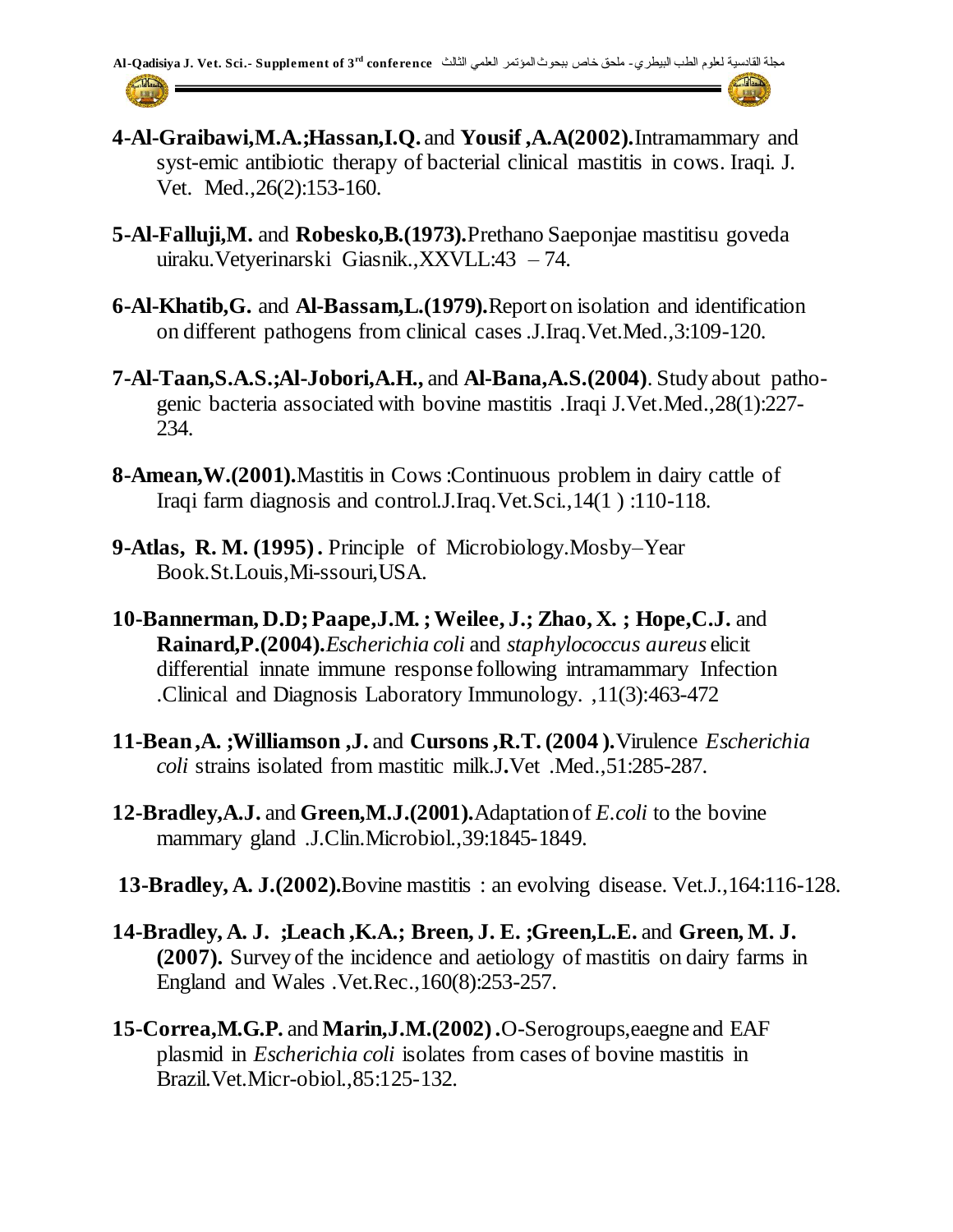**4-Al-Graibawi,M.A.;Hassan,I.Q.** and **Yousif ,A.A(2002).**Intramammary and syst-emic antibiotic therapy of bacterial clinical mastitis in cows. Iraqi. J. Vet. Med.,26(2):153-160.

**5-Al-Falluji,M.** and **Robesko,B.(1973).**Prethano Saeponjae mastitisu goveda uiraku.Vetyerinarski Giasnik.,XXVLL:43 – 74.

**6-Al-Khatib,G.** and **Al-Bassam,L.(1979).**Report on isolation and identification on different pathogens from clinical cases .J.Iraq.Vet.Med.,3:109-120.

**7-Al-Taan,S.A.S.;Al-Jobori,A.H.,** and **Al-Bana,A.S.(2004)**. Study about patho-genic bacteria associated with bovine mastitis .Iraqi J.Vet.Med.,28(1):227-234.

**8-Amean,W.(2001).**Mastitis in Cows :Continuous problem in dairy cattle of Iraqi farm diagnosis and control.J.Iraq.Vet.Sci.,14(1 ) :110-118.

**9-Atlas, R. M. (1995) .** Principle of Microbiology.Mosby–Year Book.St.Louis,Mi-ssouri,USA.

**10-Bannerman, D.D; Paape,J.M. ; Weilee, J.; Zhao, X. ; Hope,C.J.** and **Rainard,P.(2004).***Escherichia coli* and *staphylococcus aureus* elicit differential innate immune response following intramammary Infection .Clinical and Diagnosis Laboratory Immunology. ,11(3):463-472

**11-Bean ,A. ;Williamson ,J.** and **Cursons ,R.T. (2004 ).**Virulence *Escherichia coli* strains isolated from mastitic milk.J**.**Vet .Med.,51:285-287.

**12-Bradley,A.J.** and **Green,M.J.(2001).**Adaptation of *E.coli* to the bovine mammary gland .J.Clin.Microbiol.,39:1845-1849.

**13-Bradley, A. J.(2002).**Bovine mastitis : an evolving disease. Vet.J.,164:116-128.

**14-Bradley, A. J. ;Leach ,K.A.; Breen, J. E. ;Green,L.E.** and **Green, M. J. (2007).** Survey of the incidence and aetiology of mastitis on dairy farms in England and Wales .Vet.Rec.,160(8):253-257.

**15-Correa,M.G.P.** and **Marin,J.M.(2002) .**O-Serogroups,eaegne and EAF plasmid in *Escherichia coli* isolates from cases of bovine mastitis in Brazil.Vet.Micr-obiol.,85:125-132.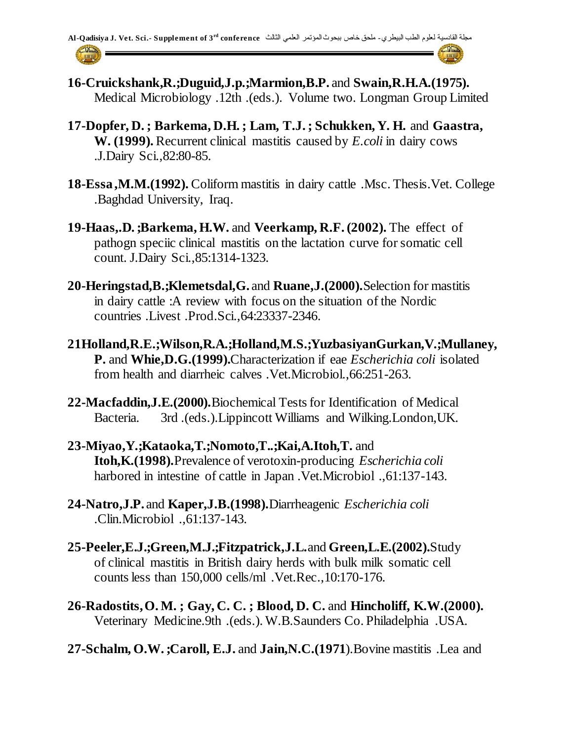**16-Cruickshank,R.;Duguid,J.p.;Marmion,B.P.** and **Swain,R.H.A.(1975).** Medical Microbiology .12th .(eds.). Volume two. Longman Group Limited

**17-Dopfer, D. ; Barkema, D.H. ; Lam, T.J. ; Schukken, Y. H.** and **Gaastra, W. (1999).** Recurrent clinical mastitis caused by *E.coli* in dairy cows .J.Dairy Sci.,82:80-85.

**18-Essa ,M.M.(1992).** Coliform mastitis in dairy cattle .Msc. Thesis.Vet. College .Baghdad University, Iraq.

**19-Haas,.D. ;Barkema, H.W.** and **Veerkamp, R.F. (2002).** The effect of pathogn speciic clinical mastitis on the lactation curve for somatic cell count. J.Dairy Sci.,85:1314-1323.

**20-Heringstad,B.;Klemetsdal,G.** and **Ruane,J.(2000).**Selection for mastitis in dairy cattle :A review with focus on the situation of the Nordic countries .Livest .Prod.Sci.,64:23337-2346.

**21Holland,R.E.;Wilson,R.A.;Holland,M.S.;YuzbasiyanGurkan,V.;Mullaney, P.** and **Whie,D.G.(1999).**Characterization if eae *Escherichia coli* isolated from health and diarrheic calves .Vet.Microbiol.,66:251-263.

**22-Macfaddin,J.E.(2000).**Biochemical Tests for Identification of Medical Bacteria. 3rd .(eds.).Lippincott Williams and Wilking.London,UK.

**23-Miyao,Y.;Kataoka,T.;Nomoto,T..;Kai,A.Itoh,T.** and **Itoh,K.(1998).**Prevalence of verotoxin-producing *Escherichia coli* harbored in intestine of cattle in Japan .Vet.Microbiol .,61:137-143.

**24-Natro,J.P.** and **Kaper,J.B.(1998).**Diarrheagenic *Escherichia coli* .Clin.Microbiol .,61:137-143.

**25-Peeler,E.J.;Green,M.J.;Fitzpatrick,J.L.**and **Green,L.E.(2002).**Study of clinical mastitis in British dairy herds with bulk milk somatic cell counts less than 150,000 cells/ml .Vet.Rec.,10:170-176.

**26-Radostits, O. M. ; Gay, C. C. ; Blood, D. C.** and **Hincholiff, K.W.(2000).** Veterinary Medicine.9th .(eds.). W.B.Saunders Co. Philadelphia .USA.

**27-Schalm, O.W. ;Caroll, E.J.** and **Jain,N.C.(1971**).Bovine mastitis .Lea and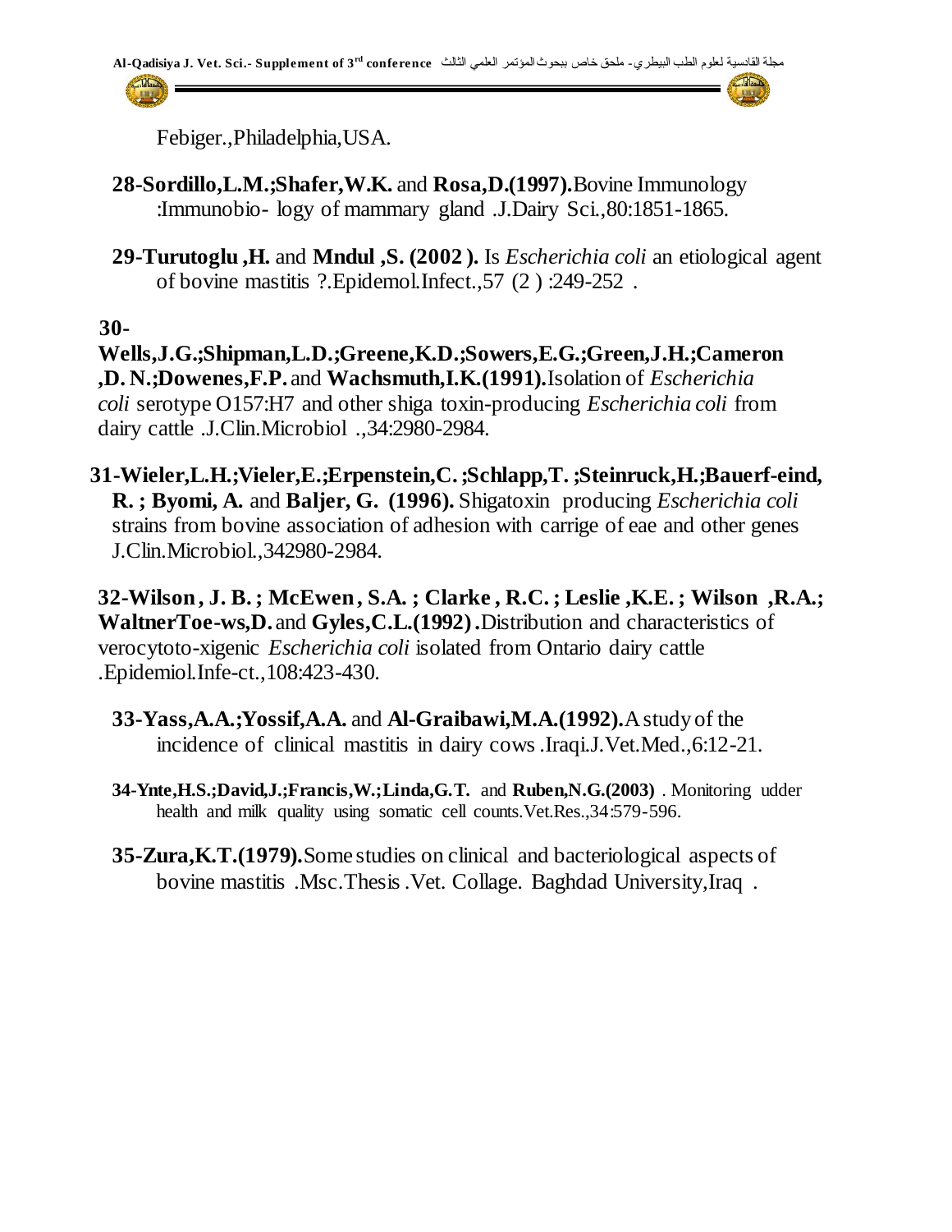Febiger.,Philadelphia,USA.

**28-Sordillo,L.M.;Shafer,W.K.** and **Rosa,D.(1997).**Bovine Immunology :Immunobio- logy of mammary gland .J.Dairy Sci.,80:1851-1865.

**29-Turutoglu ,H.** and **Mndul ,S. (2002 ).** Is *Escherichia coli* an etiological agent of bovine mastitis ?.Epidemol.Infect.,57 (2 ) :249-252 .

**30-Wells,J.G.;Shipman,L.D.;Greene,K.D.;Sowers,E.G.;Green,J.H.;Cameron ,D. N.;Dowenes,F.P.** and **Wachsmuth,I.K.(1991).**Isolation of *Escherichia coli* serotype O157:H7 and other shiga toxin-producing *Escherichia coli* from dairy cattle .J.Clin.Microbiol .,34:2980-2984.

**31-Wieler,L.H.;Vieler,E.;Erpenstein,C. ;Schlapp,T. ;Steinruck,H.;Bauerf-eind, R. ; Byomi, A.** and **Baljer, G. (1996).** Shigatoxin producing *Escherichia coli* strains from bovine association of adhesion with carrige of eae and other genes J.Clin.Microbiol.,342980-2984.

**32-Wilson , J. B. ; McEwen , S.A. ; Clarke , R.C. ; Leslie ,K.E. ; Wilson ,R.A.; WaltnerToe-ws,D.** and **Gyles,C.L.(1992) .**Distribution and characteristics of verocytoto-xigenic *Escherichia coli* isolated from Ontario dairy cattle .Epidemiol.Infe-ct.,108:423-430.

**33-Yass,A.A.;Yossif,A.A.** and **Al-Graibawi,M.A.(1992).**A study of the incidence of clinical mastitis in dairy cows .Iraqi.J.Vet.Med.,6:12-21.

**34-Ynte,H.S.;David,J.;Francis,W.;Linda,G.T.** and **Ruben,N.G.(2003)** . Monitoring udder health and milk quality using somatic cell counts.Vet.Res.,34:579-596.

**35-Zura,K.T.(1979).**Some studies on clinical and bacteriological aspects of bovine mastitis .Msc.Thesis .Vet. Collage. Baghdad University,Iraq .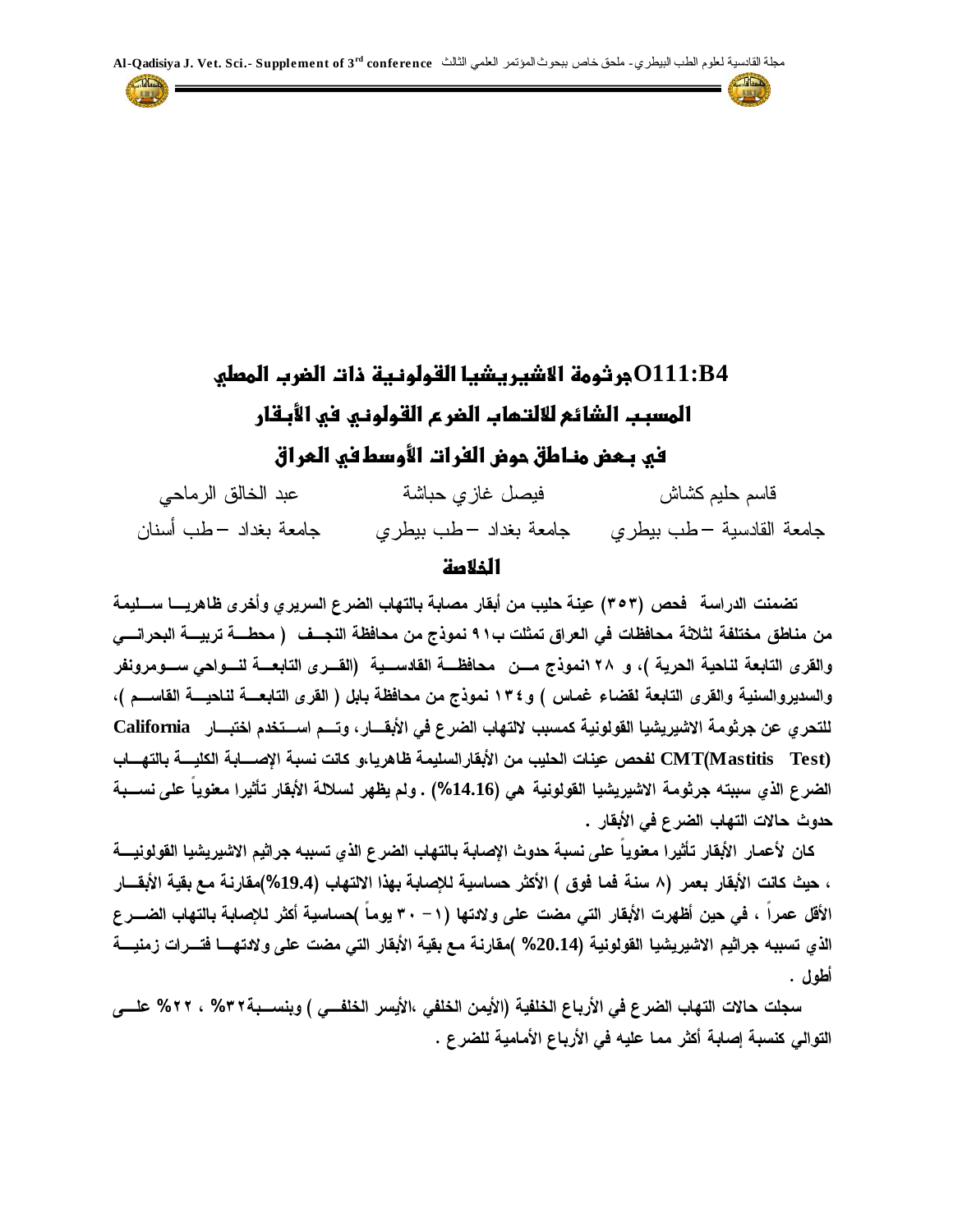# جرثومة الاشيريشيا القولونية ذات الضرب المصلي O111:B4

# المسبب الشائع لالتهاب الضرع القولوني في الأبقار

# في بعض مناطق حوض الفرات الأوسط في العراق

| قاسم حليم كشاش | فيصل غازي حباشة | عبد الخالق الرماحي |
|---|---|---|
| جامعة القادسية – طب بيطري | جامعة بغداد – طب بيطري | جامعة بغداد – طب أسنان |

## الخلاصة

**تضمنت الدراسة فحص (٣٥٣) عينة حليب من أبقار مصابة بالتهاب الضرع السريري وأخرى ظاهريا سليمة من مناطق مختلفة لثلاثة محافظات في العراق تمثلت بـ٩١ نموذج من محافظة النجف (محطة تربية البحراني والقرى التابعة لناحية الحرية)، و ١٢٨نموذج من محافظة القادسية (القرى التابعة لنواحي سومرونفر والسديروالسنية والقرى التابعة لقضاء غماس) و١٣٤ نموذج من محافظة بابل (القرى التابعة لناحية القاسم)، للتحري عن جرثومة الاشيريشيا القولونية كمسبب لالتهاب الضرع في الأبقار، وتم استخدم اختبار California CMT(Mastitis Test) لفحص عينات الحليب من الأبقارالسليمة ظاهريا،و كانت نسبة الإصابة الكلية بالتهاب الضرع الذي سببته جرثومة الاشيريشيا القولونية هي (14.16%) . ولم يظهر لسلالة الأبقار تأثيرا معنوياً على نسبة حدوث حالات التهاب الضرع في الأبقار .**

**كان لأعمار الأبقار تأثيرا معنوياً على نسبة حدوث الإصابة بالتهاب الضرع الذي تسببه جراثيم الاشيريشيا القولونية ، حيث كانت الأبقار بعمر (٨ سنة فما فوق ) الأكثر حساسية للإصابة بهذا الالتهاب (19.4%)مقارنة مع بقية الأبقار الأقل عمراً ، في حين أظهرت الأبقار التي مضت على ولادتها (١- ٣٠ يوماً )حساسية أكثر للإصابة بالتهاب الضرع الذي تسببه جراثيم الاشيريشيا القولونية (20.14% )مقارنة مع بقية الأبقار التي مضت على ولادتها فترات زمنية أطول .**

**سجلت حالات التهاب الضرع في الأرباع الخلفية (الأيمن الخلفي ،الأيسر الخلفي ) وبنسبة٣٢% ، ٢٢% على التوالي كنسبة إصابة أكثر مما عليه في الأرباع الأمامية للضرع .**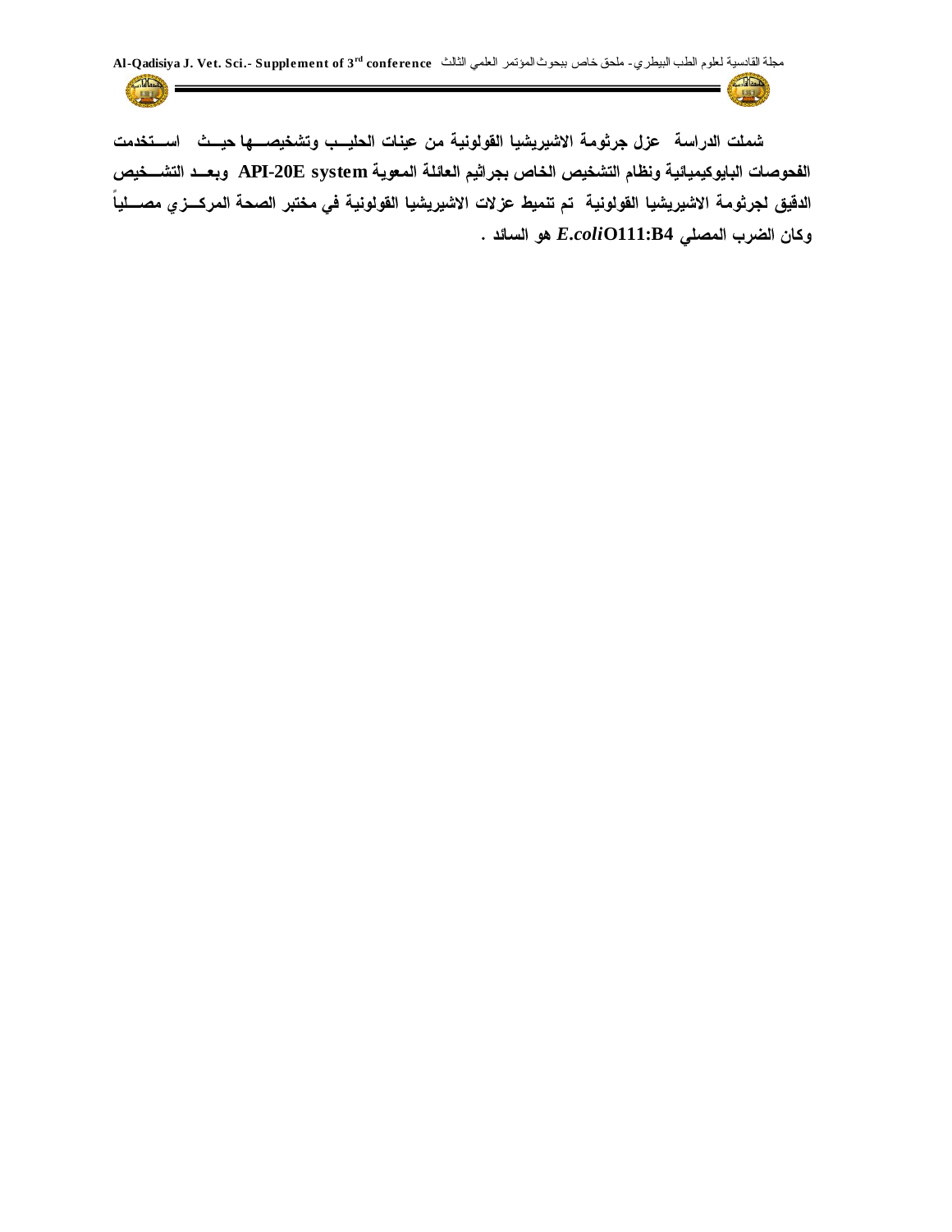شملت الدراسة عزل جرثومة الاشيريشيا القولونية من عينات الحليب وتشخيصها حيث استخدمت الفحوصات البايوكيميائية ونظام التشخيص الخاص بجراثيم العائلة المعوية **API-20E system** وبعد التشخيص الدقيق لجرثومة الاشيريشيا القولونية تم تنميط عزلات الاشيريشيا القولونية في مختبر الصحة المركزي مصلياً وكان الضرب المصلي ***E.coli*O111:B4** هو السائد .